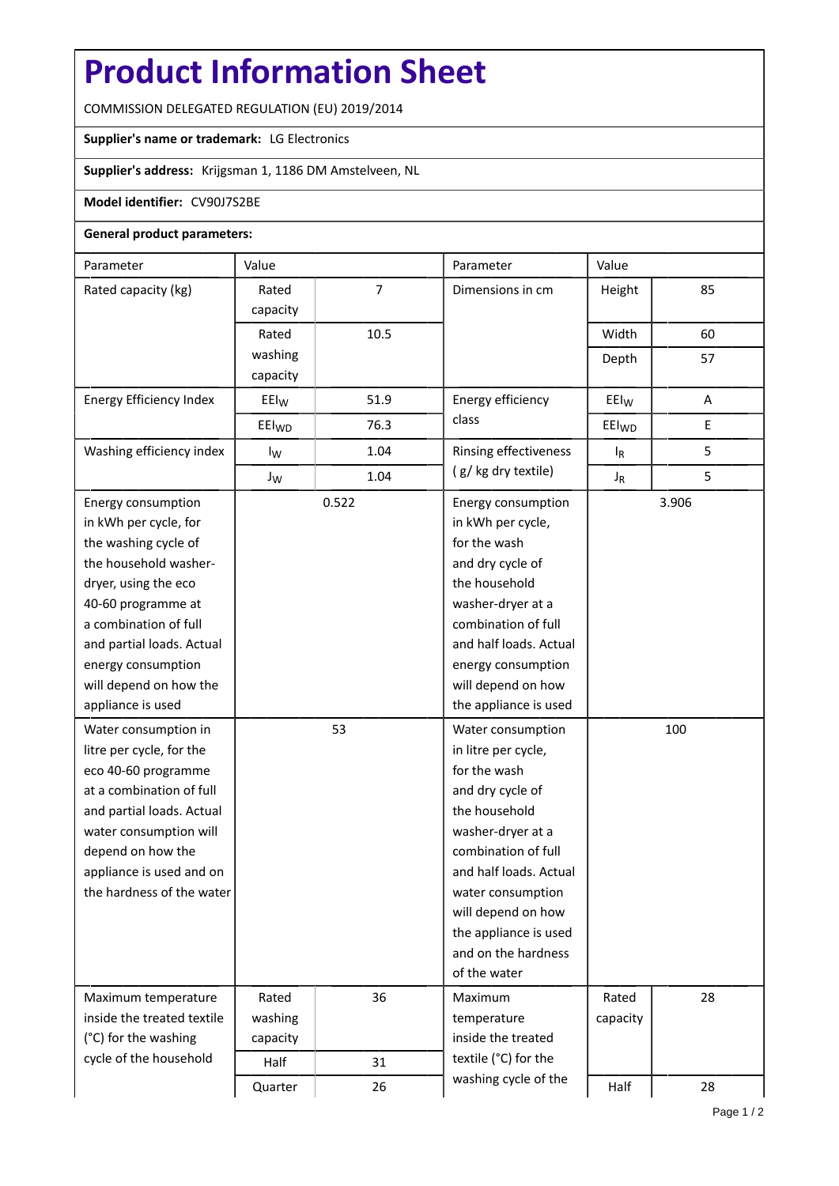# Product Information Sheet

COMMISSION DELEGATED REGULATION (EU) 2019/2014

**Supplier's name or trademark:** LG Electronics

**Supplier's address:** Krijgsman 1, 1186 DM Amstelveen, NL

**Model identifier:** CV90J7S2BE

**General product parameters:**

| Parameter | Value | | Parameter | Value | |
|---|---|---|---|---|---|
| Rated capacity (kg) | Rated capacity | 7 | Dimensions in cm | Height | 85 |
| | Rated washing capacity | 10.5 | | Width | 60 |
| | | | | Depth | 57 |
| Energy Efficiency Index | $EEI_W$ | 51.9 | Energy efficiency class | $EEI_W$ | A |
| | $EEI_{WD}$ | 76.3 | | $EEI_{WD}$ | E |
| Washing efficiency index | $I_W$ | 1.04 | Rinsing effectiveness ( g/ kg dry textile) | $I_R$ | 5 |
| | $J_W$ | 1.04 | | $J_R$ | 5 |
| Energy consumption in kWh per cycle, for the washing cycle of the household washer-dryer, using the eco 40-60 programme at a combination of full and partial loads. Actual energy consumption will depend on how the appliance is used | 0.522 | | Energy consumption in kWh per cycle, for the wash and dry cycle of the household washer-dryer at a combination of full and half loads. Actual energy consumption will depend on how the appliance is used | 3.906 | |
| Water consumption in litre per cycle, for the eco 40-60 programme at a combination of full and partial loads. Actual water consumption will depend on how the appliance is used and on the hardness of the water | 53 | | Water consumption in litre per cycle, for the wash and dry cycle of the household washer-dryer at a combination of full and half loads. Actual water consumption will depend on how the appliance is used and on the hardness of the water | 100 | |
| Maximum temperature inside the treated textile (°C) for the washing cycle of the household | Rated washing capacity | 36 | Maximum temperature inside the treated textile (°C) for the washing cycle of the | Rated capacity | 28 |
| | Half | 31 | | | |
| | Quarter | 26 | | Half | 28 |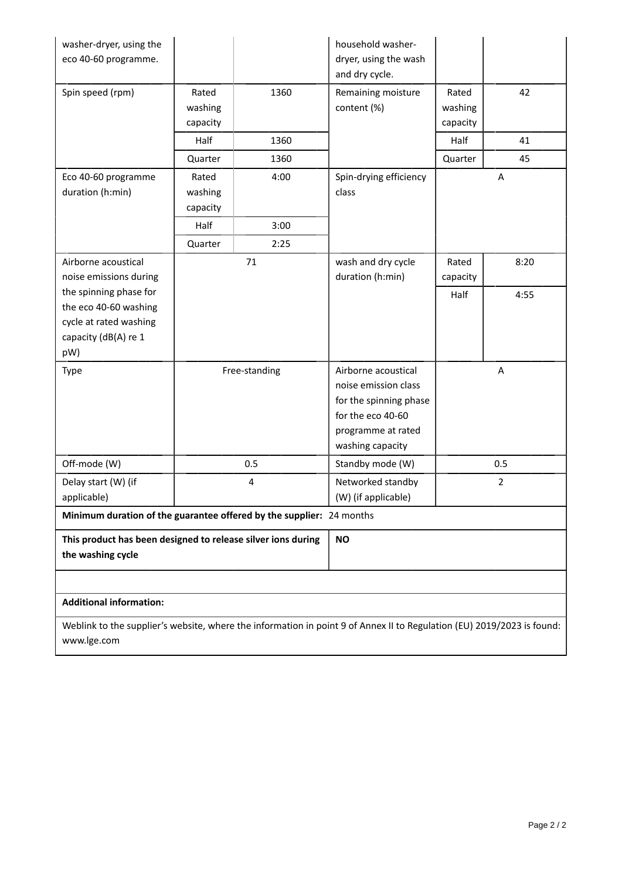| | | | | | |
|---|---|---|---|---|---|
| washer-dryer, using the eco 40-60 programme. | | | household washer-dryer, using the wash and dry cycle. | | |
| Spin speed (rpm) | Rated washing capacity | 1360 | Remaining moisture content (%) | Rated washing capacity | 42 |
| | Half | 1360 | | Half | 41 |
| | Quarter | 1360 | | Quarter | 45 |
| Eco 40-60 programme duration (h:min) | Rated washing capacity | 4:00 | Spin-drying efficiency class | A | |
| | Half | 3:00 | | | |
| | Quarter | 2:25 | | | |
| Airborne acoustical noise emissions during the spinning phase for the eco 40-60 washing cycle at rated washing capacity (dB(A) re 1 pW) | 71 | | wash and dry cycle duration (h:min) | Rated capacity | 8:20 |
| | | | | Half | 4:55 |
| Type | Free-standing | | Airborne acoustical noise emission class for the spinning phase for the eco 40-60 programme at rated washing capacity | A | |
| Off-mode (W) | 0.5 | | Standby mode (W) | 0.5 | |
| Delay start (W) (if applicable) | 4 | | Networked standby (W) (if applicable) | 2 | |
| **Minimum duration of the guarantee offered by the supplier:** 24 months | | | | | |
| **This product has been designed to release silver ions during the washing cycle** | | | **NO** | | |

**Additional information:**

Weblink to the supplier's website, where the information in point 9 of Annex II to Regulation (EU) 2019/2023 is found: www.lge.com